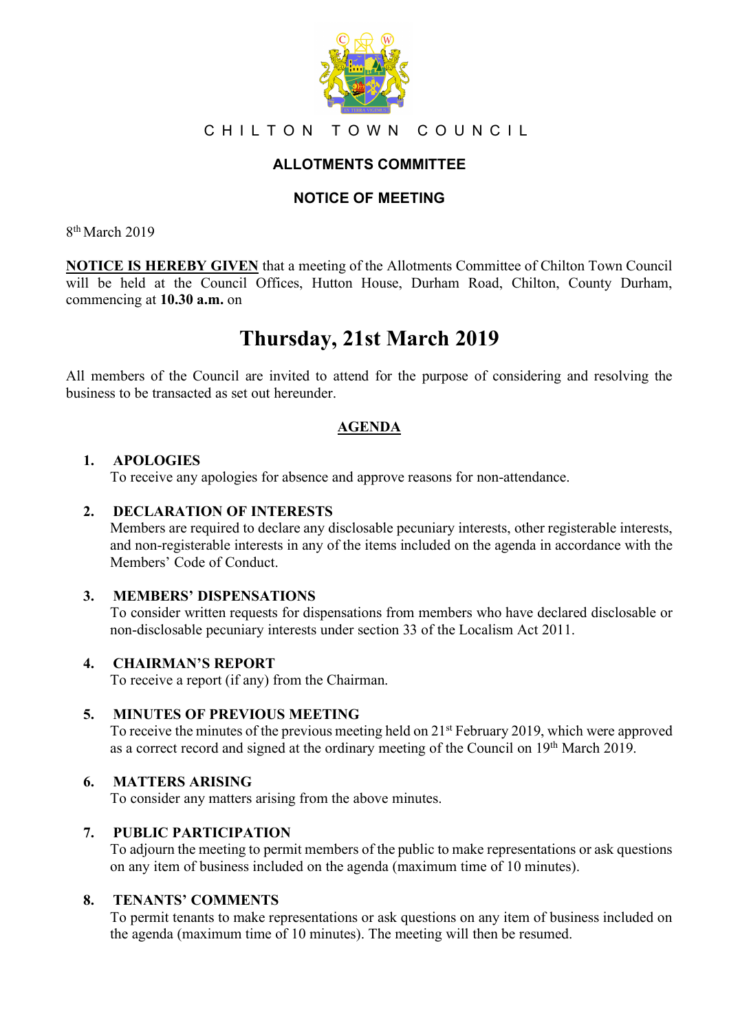# CHILTON TOWN COUNCIL

## ALLOTMENTS COMMITTEE

## NOTICE OF MEETING

8th March 2019

**NOTICE IS HEREBY GIVEN** that a meeting of the Allotments Committee of Chilton Town Council will be held at the Council Offices, Hutton House, Durham Road, Chilton, County Durham, commencing at **10.30 a.m.** on

# Thursday, 21st March 2019

All members of the Council are invited to attend for the purpose of considering and resolving the business to be transacted as set out hereunder.

## AGENDA

1. **APOLOGIES**
   To receive any apologies for absence and approve reasons for non-attendance.

2. **DECLARATION OF INTERESTS**
   Members are required to declare any disclosable pecuniary interests, other registerable interests, and non-registerable interests in any of the items included on the agenda in accordance with the Members' Code of Conduct.

3. **MEMBERS' DISPENSATIONS**
   To consider written requests for dispensations from members who have declared disclosable or non-disclosable pecuniary interests under section 33 of the Localism Act 2011.

4. **CHAIRMAN'S REPORT**
   To receive a report (if any) from the Chairman.

5. **MINUTES OF PREVIOUS MEETING**
   To receive the minutes of the previous meeting held on 21st February 2019, which were approved as a correct record and signed at the ordinary meeting of the Council on 19th March 2019.

6. **MATTERS ARISING**
   To consider any matters arising from the above minutes.

7. **PUBLIC PARTICIPATION**
   To adjourn the meeting to permit members of the public to make representations or ask questions on any item of business included on the agenda (maximum time of 10 minutes).

8. **TENANTS' COMMENTS**
   To permit tenants to make representations or ask questions on any item of business included on the agenda (maximum time of 10 minutes). The meeting will then be resumed.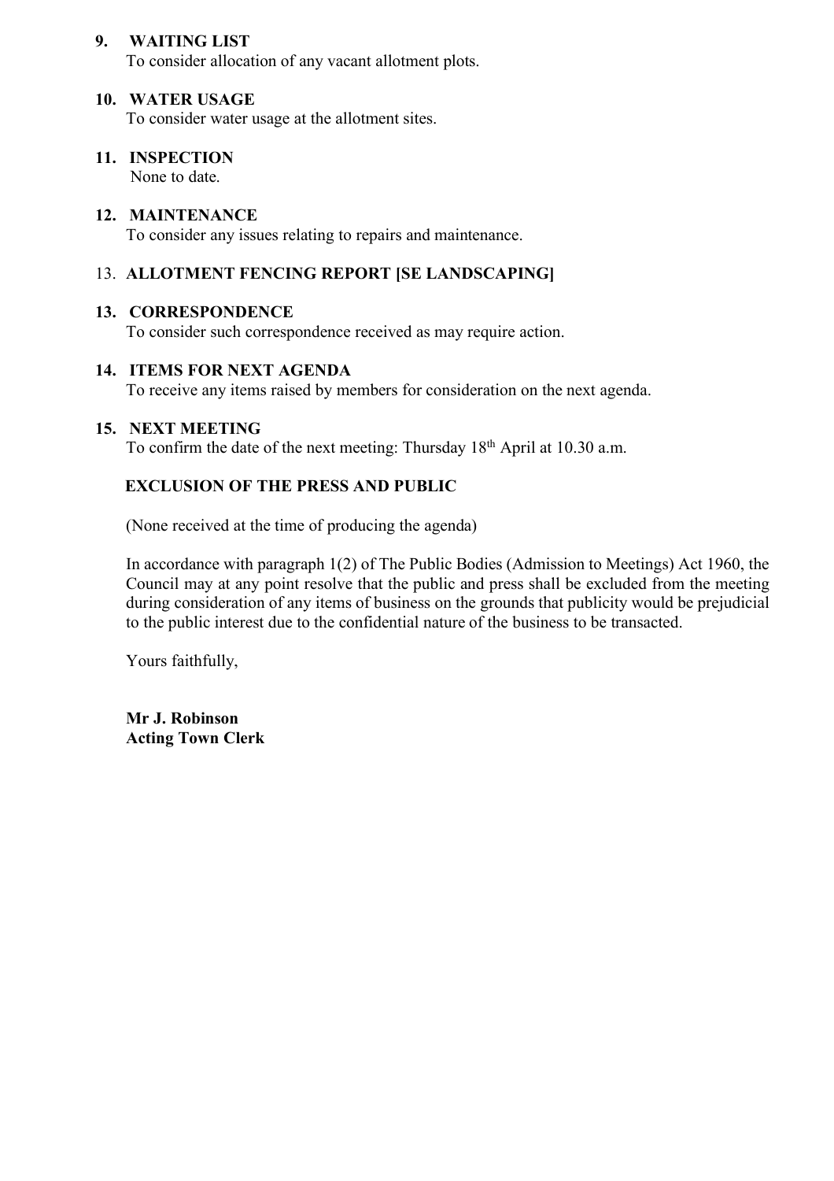**9. WAITING LIST**
To consider allocation of any vacant allotment plots.

**10. WATER USAGE**
To consider water usage at the allotment sites.

**11. INSPECTION**
None to date.

**12. MAINTENANCE**
To consider any issues relating to repairs and maintenance.

13. **ALLOTMENT FENCING REPORT [SE LANDSCAPING]**

**13. CORRESPONDENCE**
To consider such correspondence received as may require action.

**14. ITEMS FOR NEXT AGENDA**
To receive any items raised by members for consideration on the next agenda.

**15. NEXT MEETING**
To confirm the date of the next meeting: Thursday 18th April at 10.30 a.m.

**EXCLUSION OF THE PRESS AND PUBLIC**

(None received at the time of producing the agenda)

In accordance with paragraph 1(2) of The Public Bodies (Admission to Meetings) Act 1960, the Council may at any point resolve that the public and press shall be excluded from the meeting during consideration of any items of business on the grounds that publicity would be prejudicial to the public interest due to the confidential nature of the business to be transacted.

Yours faithfully,

**Mr J. Robinson**
**Acting Town Clerk**